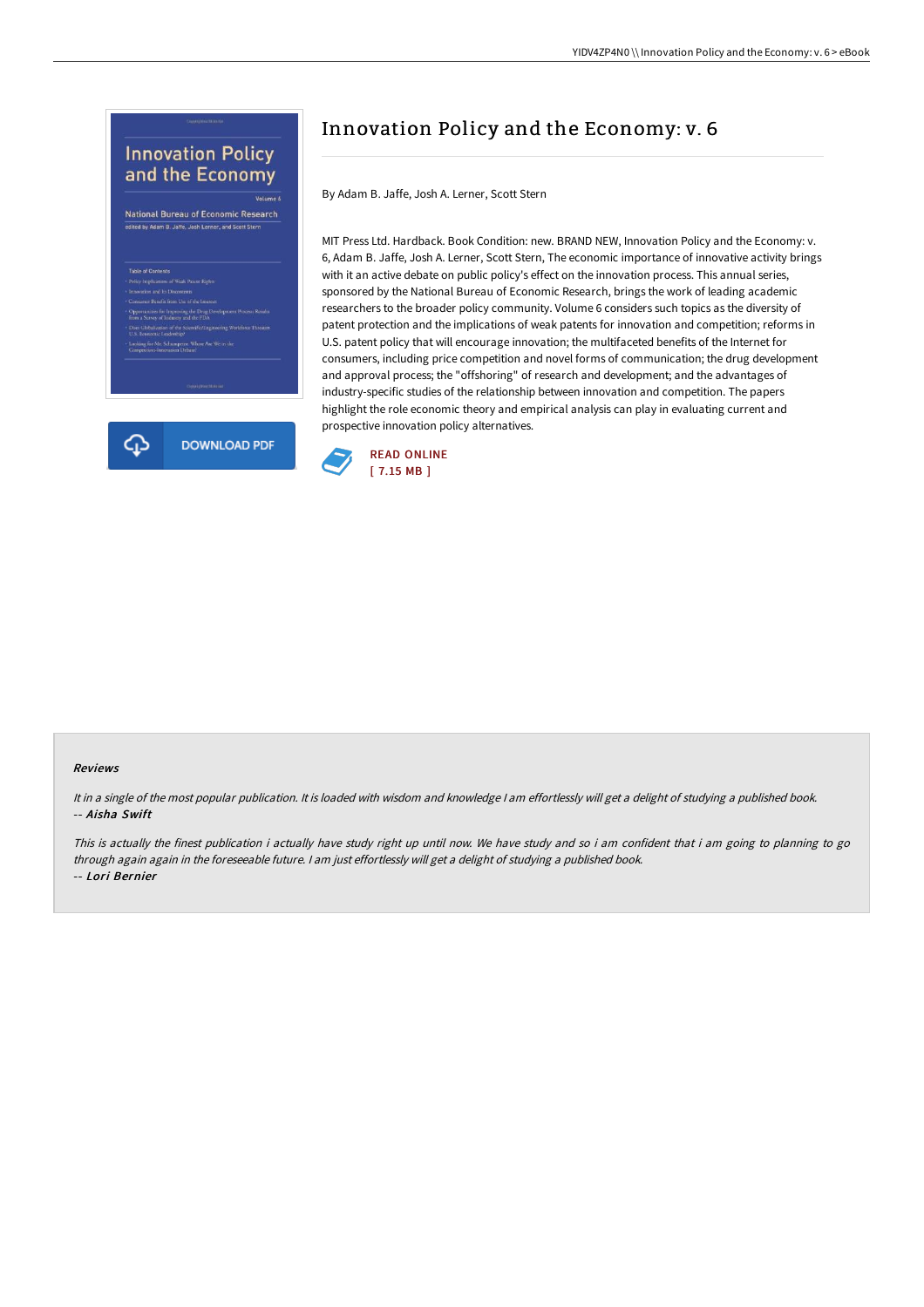# Innovation Policy and the Economy: v. 6

By Adam B. Jaffe, Josh A. Lerner, Scott Stern

MIT Press Ltd. Hardback. Book Condition: new. BRAND NEW, Innovation Policy and the Economy: v. 6, Adam B. Jaffe, Josh A. Lerner, Scott Stern, The economic importance of innovative activity brings with it an active debate on public policy's effect on the innovation process. This annual series, sponsored by the National Bureau of Economic Research, brings the work of leading academic researchers to the broader policy community. Volume 6 considers such topics as the diversity of patent protection and the implications of weak patents for innovation and competition; reforms in U.S. patent policy that will encourage innovation; the multifaceted benefits of the Internet for consumers, including price competition and novel forms of communication; the drug development and approval process; the "offshoring" of research and development; and the advantages of industry-specific studies of the relationship between innovation and competition. The papers highlight the role economic theory and empirical analysis can play in evaluating current and prospective innovation policy alternatives.

DOWNLOAD PDF

READ ONLINE
[ 7.15 MB ]

## Reviews

*It in a single of the most popular publication. It is loaded with wisdom and knowledge I am effortlessly will get a delight of studying a published book.*
-- ***Aisha Swift***

*This is actually the finest publication i actually have study right up until now. We have study and so i am confident that i am going to planning to go through again again in the foreseeable future. I am just effortlessly will get a delight of studying a published book.*
-- ***Lori Bernier***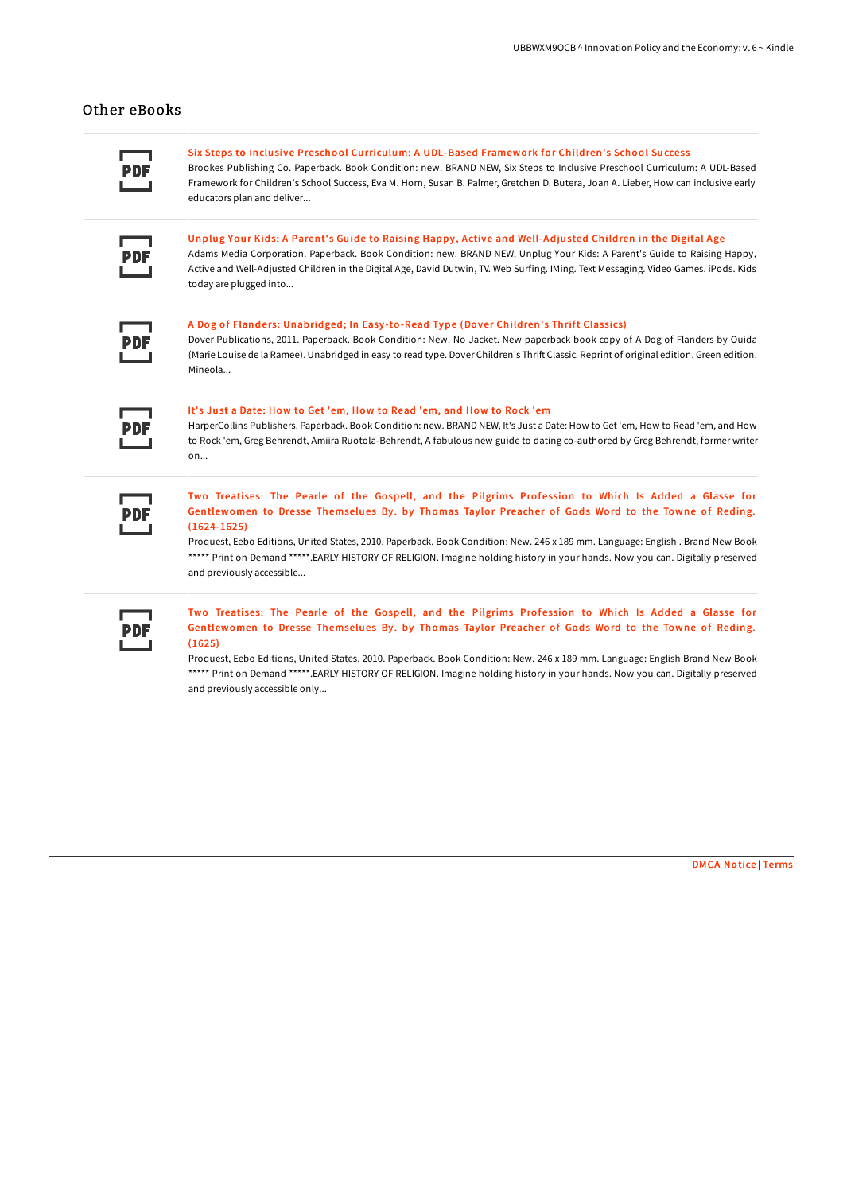## Other eBooks

**Six Steps to Inclusive Preschool Curriculum: A UDL-Based Framework for Children's School Success**

Brookes Publishing Co. Paperback. Book Condition: new. BRAND NEW, Six Steps to Inclusive Preschool Curriculum: A UDL-Based Framework for Children's School Success, Eva M. Horn, Susan B. Palmer, Gretchen D. Butera, Joan A. Lieber, How can inclusive early educators plan and deliver...

**Unplug Your Kids: A Parent's Guide to Raising Happy, Active and Well-Adjusted Children in the Digital Age**

Adams Media Corporation. Paperback. Book Condition: new. BRAND NEW, Unplug Your Kids: A Parent's Guide to Raising Happy, Active and Well-Adjusted Children in the Digital Age, David Dutwin, TV. Web Surfing. IMing. Text Messaging. Video Games. iPods. Kids today are plugged into...

**A Dog of Flanders: Unabridged; In Easy-to-Read Type (Dover Children's Thrift Classics)**

Dover Publications, 2011. Paperback. Book Condition: New. No Jacket. New paperback book copy of A Dog of Flanders by Ouida (Marie Louise de la Ramee). Unabridged in easy to read type. Dover Children's Thrift Classic. Reprint of original edition. Green edition. Mineola...

**It's Just a Date: How to Get 'em, How to Read 'em, and How to Rock 'em**

HarperCollins Publishers. Paperback. Book Condition: new. BRAND NEW, It's Just a Date: How to Get 'em, How to Read 'em, and How to Rock 'em, Greg Behrendt, Amiira Ruotola-Behrendt, A fabulous new guide to dating co-authored by Greg Behrendt, former writer on...

**Two Treatises: The Pearle of the Gospell, and the Pilgrims Profession to Which Is Added a Glasse for Gentlewomen to Dresse Themselues By. by Thomas Taylor Preacher of Gods Word to the Towne of Reding. (1624-1625)**

Proquest, Eebo Editions, United States, 2010. Paperback. Book Condition: New. 246 x 189 mm. Language: English . Brand New Book ***** Print on Demand *****.EARLY HISTORY OF RELIGION. Imagine holding history in your hands. Now you can. Digitally preserved and previously accessible...

**Two Treatises: The Pearle of the Gospell, and the Pilgrims Profession to Which Is Added a Glasse for Gentlewomen to Dresse Themselues By. by Thomas Taylor Preacher of Gods Word to the Towne of Reding. (1625)**

Proquest, Eebo Editions, United States, 2010. Paperback. Book Condition: New. 246 x 189 mm. Language: English Brand New Book ***** Print on Demand *****.EARLY HISTORY OF RELIGION. Imagine holding history in your hands. Now you can. Digitally preserved and previously accessible only...